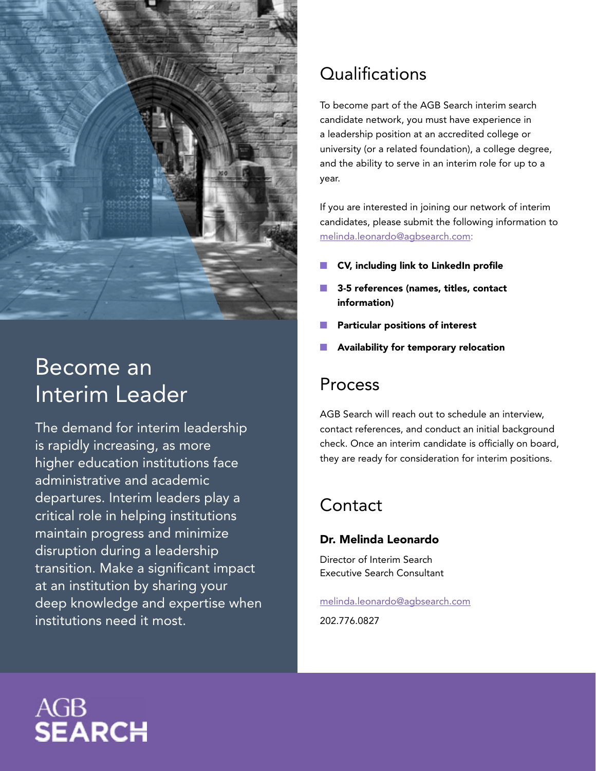# Become an Interim Leader

The demand for interim leadership is rapidly increasing, as more higher education institutions face administrative and academic departures. Interim leaders play a critical role in helping institutions maintain progress and minimize disruption during a leadership transition. Make a significant impact at an institution by sharing your deep knowledge and expertise when institutions need it most.

## Qualifications

To become part of the AGB Search interim search candidate network, you must have experience in a leadership position at an accredited college or university (or a related foundation), a college degree, and the ability to serve in an interim role for up to a year.

If you are interested in joining our network of interim candidates, please submit the following information to melinda.leonardo@agbsearch.com:

- **CV, including link to LinkedIn profile**
- **3-5 references (names, titles, contact information)**
- **Particular positions of interest**
- **Availability for temporary relocation**

## Process

AGB Search will reach out to schedule an interview, contact references, and conduct an initial background check. Once an interim candidate is officially on board, they are ready for consideration for interim positions.

## Contact

**Dr. Melinda Leonardo**

Director of Interim Search
Executive Search Consultant

melinda.leonardo@agbsearch.com

202.776.0827

AGB SEARCH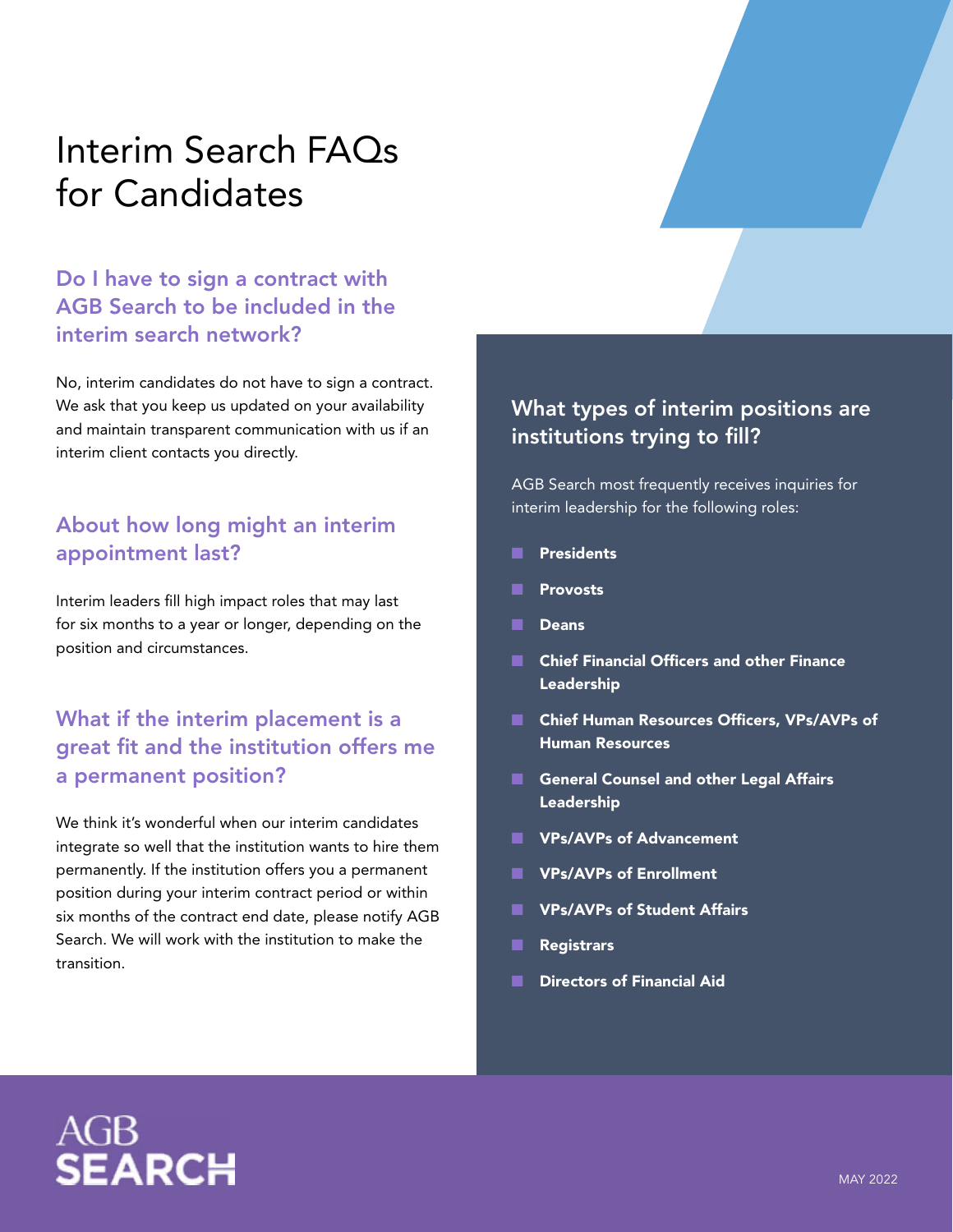# Interim Search FAQs for Candidates

## Do I have to sign a contract with AGB Search to be included in the interim search network?

No, interim candidates do not have to sign a contract. We ask that you keep us updated on your availability and maintain transparent communication with us if an interim client contacts you directly.

## About how long might an interim appointment last?

Interim leaders fill high impact roles that may last for six months to a year or longer, depending on the position and circumstances.

## What if the interim placement is a great fit and the institution offers me a permanent position?

We think it's wonderful when our interim candidates integrate so well that the institution wants to hire them permanently. If the institution offers you a permanent position during your interim contract period or within six months of the contract end date, please notify AGB Search. We will work with the institution to make the transition.

## What types of interim positions are institutions trying to fill?

AGB Search most frequently receives inquiries for interim leadership for the following roles:

- **Presidents**
- **Provosts**
- **Deans**
- **Chief Financial Officers and other Finance Leadership**
- **Chief Human Resources Officers, VPs/AVPs of Human Resources**
- **General Counsel and other Legal Affairs Leadership**
- **VPs/AVPs of Advancement**
- **VPs/AVPs of Enrollment**
- **VPs/AVPs of Student Affairs**
- **Registrars**
- **Directors of Financial Aid**

AGB SEARCH

MAY 2022